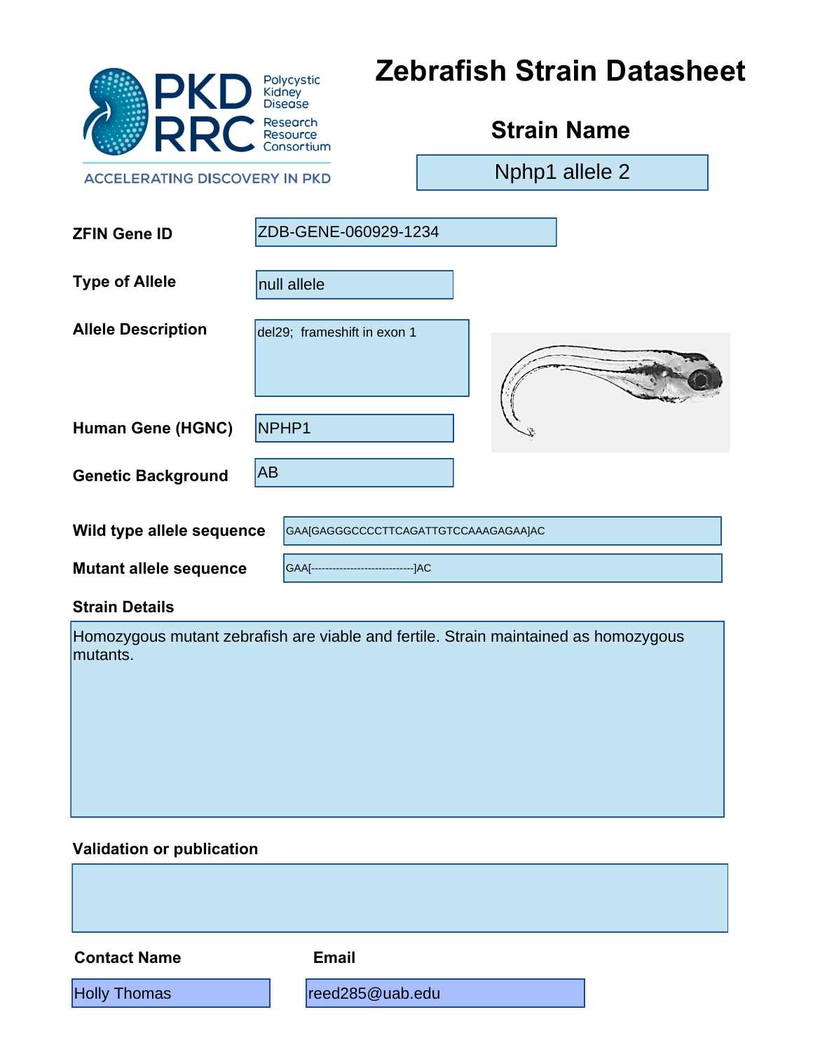# Zebrafish Strain Datasheet

PKD RRC — Polycystic Kidney Disease Research Resource Consortium

ACCELERATING DISCOVERY IN PKD

## Strain Name

Nphp1 allele 2

**ZFIN Gene ID**

ZDB-GENE-060929-1234

**Type of Allele**

null allele

**Allele Description**

del29; frameshift in exon 1

**Human Gene (HGNC)**

NPHP1

**Genetic Background**

AB

**Wild type allele sequence**

GAA[GAGGGCCCCTTCAGATTGTCCAAAGAGAA]AC

**Mutant allele sequence**

GAA[-----------------------------]AC

**Strain Details**

Homozygous mutant zebrafish are viable and fertile. Strain maintained as homozygous mutants.

**Validation or publication**

**Contact Name**

Holly Thomas

**Email**

reed285@uab.edu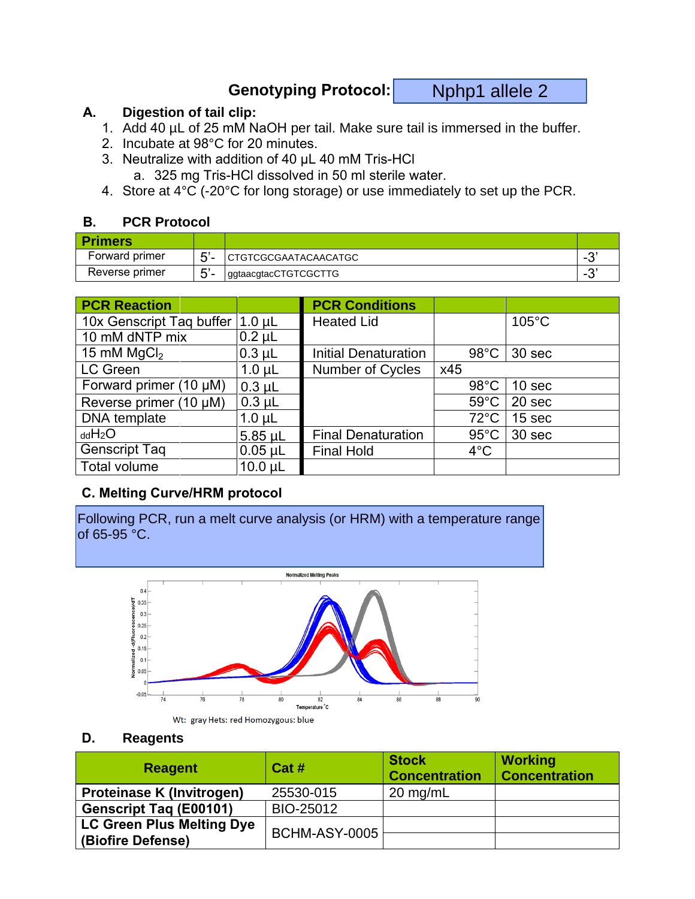# Genotyping Protocol: Nphp1 allele 2

## A. Digestion of tail clip:

1. Add 40 µL of 25 mM NaOH per tail. Make sure tail is immersed in the buffer.
2. Incubate at 98°C for 20 minutes.
3. Neutralize with addition of 40 µL 40 mM Tris-HCl
   a. 325 mg Tris-HCl dissolved in 50 ml sterile water.
4. Store at 4°C (-20°C for long storage) or use immediately to set up the PCR.

## B. PCR Protocol

| Primers | | | |
|---|---|---|---|
| Forward primer | 5'- | CTGTCGCGAATACAACATGC | -3' |
| Reverse primer | 5'- | ggtaacgtacCTGTCGCTTG | -3' |

| PCR Reaction | | PCR Conditions | | |
|---|---|---|---|---|
| 10x Genscript Taq buffer | 1.0 µL | Heated Lid | | 105°C |
| 10 mM dNTP mix | 0.2 µL | | | |
| 15 mM $MgCl_2$ | 0.3 µL | Initial Denaturation | 98°C | 30 sec |
| LC Green | 1.0 µL | Number of Cycles | x45 | |
| Forward primer (10 µM) | 0.3 µL | | 98°C | 10 sec |
| Reverse primer (10 µM) | 0.3 µL | | 59°C | 20 sec |
| DNA template | 1.0 µL | | 72°C | 15 sec |
| dd$H_2O$ | 5.85 µL | Final Denaturation | 95°C | 30 sec |
| Genscript Taq | 0.05 µL | Final Hold | 4°C | |
| Total volume | 10.0 µL | | | |

## C. Melting Curve/HRM protocol

Following PCR, run a melt curve analysis (or HRM) with a temperature range of 65-95 °C.

Normalized Melting Peaks

Normalized -d(Fluorescence)/dT

Temperature °C

Wt: gray Hets: red Homozygous: blue

## D. Reagents

| Reagent | Cat # | Stock Concentration | Working Concentration |
|---|---|---|---|
| **Proteinase K (Invitrogen)** | 25530-015 | 20 mg/mL | |
| **Genscript Taq (E00101)** | BIO-25012 | | |
| **LC Green Plus Melting Dye (Biofire Defense)** | BCHM-ASY-0005 | | |